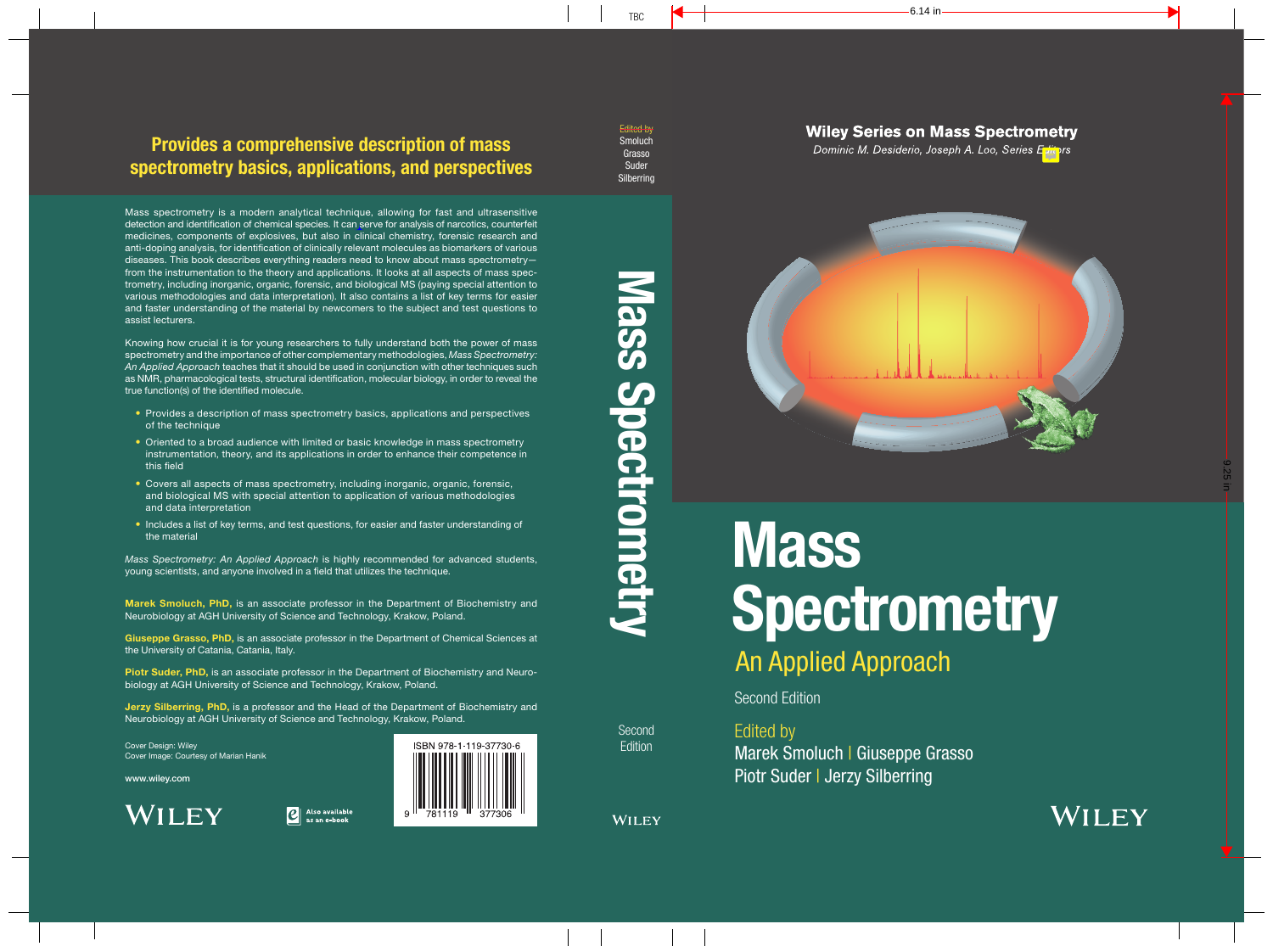# Mass Spectrometry

## An Applied Approach

Second Edition

Edited by
Marek Smoluch | Giuseppe Grasso
Piotr Suder | Jerzy Silberring

**Wiley Series on Mass Spectrometry**

*Dominic M. Desiderio, Joseph A. Loo, Series Editors*

WILEY

---

## Provides a comprehensive description of mass spectrometry basics, applications, and perspectives

Mass spectrometry is a modern analytical technique, allowing for fast and ultrasensitive detection and identification of chemical species. It can serve for analysis of narcotics, counterfeit medicines, components of explosives, but also in clinical chemistry, forensic research and anti-doping analysis, for identification of clinically relevant molecules as biomarkers of various diseases. This book describes everything readers need to know about mass spectrometry—from the instrumentation to the theory and applications. It looks at all aspects of mass spectrometry, including inorganic, organic, forensic, and biological MS (paying special attention to various methodologies and data interpretation). It also contains a list of key terms for easier and faster understanding of the material by newcomers to the subject and test questions to assist lecturers.

Knowing how crucial it is for young researchers to fully understand both the power of mass spectrometry and the importance of other complementary methodologies, *Mass Spectrometry: An Applied Approach* teaches that it should be used in conjunction with other techniques such as NMR, pharmacological tests, structural identification, molecular biology, in order to reveal the true function(s) of the identified molecule.

- Provides a description of mass spectrometry basics, applications and perspectives of the technique
- Oriented to a broad audience with limited or basic knowledge in mass spectrometry instrumentation, theory, and its applications in order to enhance their competence in this field
- Covers all aspects of mass spectrometry, including inorganic, organic, forensic, and biological MS with special attention to application of various methodologies and data interpretation
- Includes a list of key terms, and test questions, for easier and faster understanding of the material

*Mass Spectrometry: An Applied Approach* is highly recommended for advanced students, young scientists, and anyone involved in a field that utilizes the technique.

**Marek Smoluch, PhD,** is an associate professor in the Department of Biochemistry and Neurobiology at AGH University of Science and Technology, Krakow, Poland.

**Giuseppe Grasso, PhD,** is an associate professor in the Department of Chemical Sciences at the University of Catania, Catania, Italy.

**Piotr Suder, PhD,** is an associate professor in the Department of Biochemistry and Neurobiology at AGH University of Science and Technology, Krakow, Poland.

**Jerzy Silberring, PhD,** is a professor and the Head of the Department of Biochemistry and Neurobiology at AGH University of Science and Technology, Krakow, Poland.

Cover Design: Wiley
Cover Image: Courtesy of Marian Hanik

www.wiley.com

WILEY

Also available as an e-book

ISBN 978-1-119-37730-6

---

Edited by
Smoluch
Grasso
Suder
Silberring

Mass Spectrometry

Second Edition

WILEY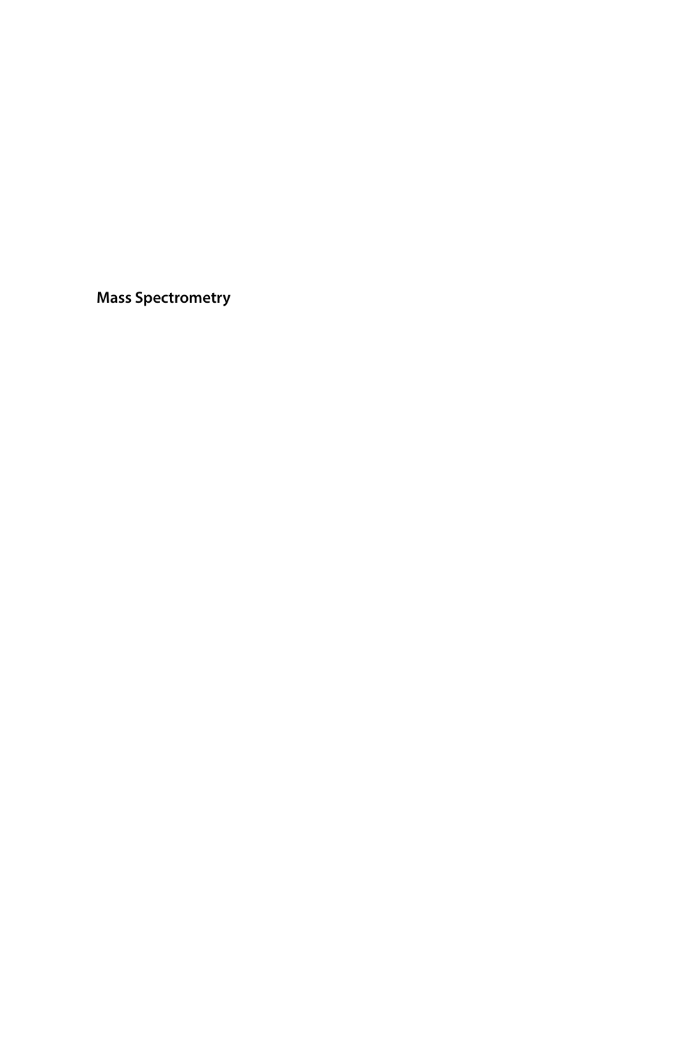**Mass Spectrometry**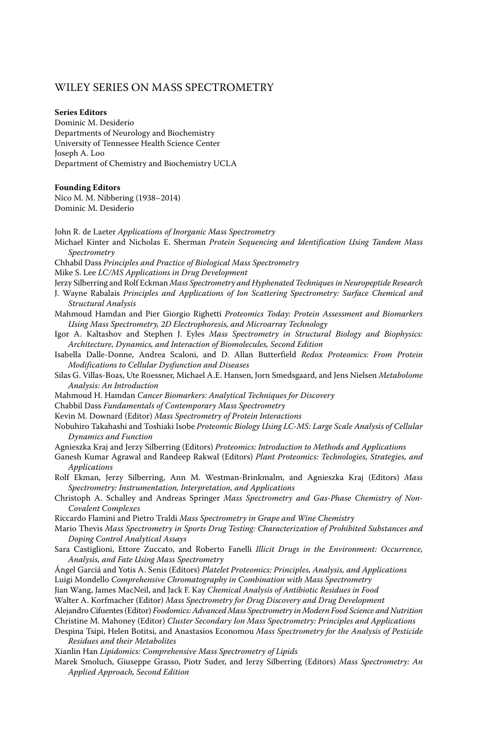# WILEY SERIES ON MASS SPECTROMETRY

**Series Editors**
Dominic M. Desiderio
Departments of Neurology and Biochemistry
University of Tennessee Health Science Center
Joseph A. Loo
Department of Chemistry and Biochemistry UCLA

**Founding Editors**
Nico M. M. Nibbering (1938–2014)
Dominic M. Desiderio

John R. de Laeter *Applications of Inorganic Mass Spectrometry*
Michael Kinter and Nicholas E. Sherman *Protein Sequencing and Identification Using Tandem Mass Spectrometry*
Chhabil Dass *Principles and Practice of Biological Mass Spectrometry*
Mike S. Lee *LC/MS Applications in Drug Development*
Jerzy Silberring and Rolf Eckman *Mass Spectrometry and Hyphenated Techniques in Neuropeptide Research*
J. Wayne Rabalais *Principles and Applications of Ion Scattering Spectrometry: Surface Chemical and Structural Analysis*
Mahmoud Hamdan and Pier Giorgio Righetti *Proteomics Today: Protein Assessment and Biomarkers Using Mass Spectrometry, 2D Electrophoresis, and Microarray Technology*
Igor A. Kaltashov and Stephen J. Eyles *Mass Spectrometry in Structural Biology and Biophysics: Architecture, Dynamics, and Interaction of Biomolecules, Second Edition*
Isabella Dalle-Donne, Andrea Scaloni, and D. Allan Butterfield *Redox Proteomics: From Protein Modifications to Cellular Dysfunction and Diseases*
Silas G. Villas-Boas, Ute Roessner, Michael A.E. Hansen, Jorn Smedsgaard, and Jens Nielsen *Metabolome Analysis: An Introduction*
Mahmoud H. Hamdan *Cancer Biomarkers: Analytical Techniques for Discovery*
Chabbil Dass *Fundamentals of Contemporary Mass Spectrometry*
Kevin M. Downard (Editor) *Mass Spectrometry of Protein Interactions*
Nobuhiro Takahashi and Toshiaki Isobe *Proteomic Biology Using LC-MS: Large Scale Analysis of Cellular Dynamics and Function*
Agnieszka Kraj and Jerzy Silberring (Editors) *Proteomics: Introduction to Methods and Applications*
Ganesh Kumar Agrawal and Randeep Rakwal (Editors) *Plant Proteomics: Technologies, Strategies, and Applications*
Rolf Ekman, Jerzy Silberring, Ann M. Westman-Brinkmalm, and Agnieszka Kraj (Editors) *Mass Spectrometry: Instrumentation, Interpretation, and Applications*
Christoph A. Schalley and Andreas Springer *Mass Spectrometry and Gas-Phase Chemistry of Non-Covalent Complexes*
Riccardo Flamini and Pietro Traldi *Mass Spectrometry in Grape and Wine Chemistry*
Mario Thevis *Mass Spectrometry in Sports Drug Testing: Characterization of Prohibited Substances and Doping Control Analytical Assays*
Sara Castiglioni, Ettore Zuccato, and Roberto Fanelli *Illicit Drugs in the Environment: Occurrence, Analysis, and Fate Using Mass Spectrometry*
Ángel Garciá and Yotis A. Senis (Editors) *Platelet Proteomics: Principles, Analysis, and Applications*
Luigi Mondello *Comprehensive Chromatography in Combination with Mass Spectrometry*
Jian Wang, James MacNeil, and Jack F. Kay *Chemical Analysis of Antibiotic Residues in Food*
Walter A. Korfmacher (Editor) *Mass Spectrometry for Drug Discovery and Drug Development*
Alejandro Cifuentes (Editor) *Foodomics: Advanced Mass Spectrometry in Modern Food Science and Nutrition*
Christine M. Mahoney (Editor) *Cluster Secondary Ion Mass Spectrometry: Principles and Applications*
Despina Tsipi, Helen Botitsi, and Anastasios Economou *Mass Spectrometry for the Analysis of Pesticide Residues and their Metabolites*
Xianlin Han *Lipidomics: Comprehensive Mass Spectrometry of Lipids*
Marek Smoluch, Giuseppe Grasso, Piotr Suder, and Jerzy Silberring (Editors) *Mass Spectrometry: An Applied Approach, Second Edition*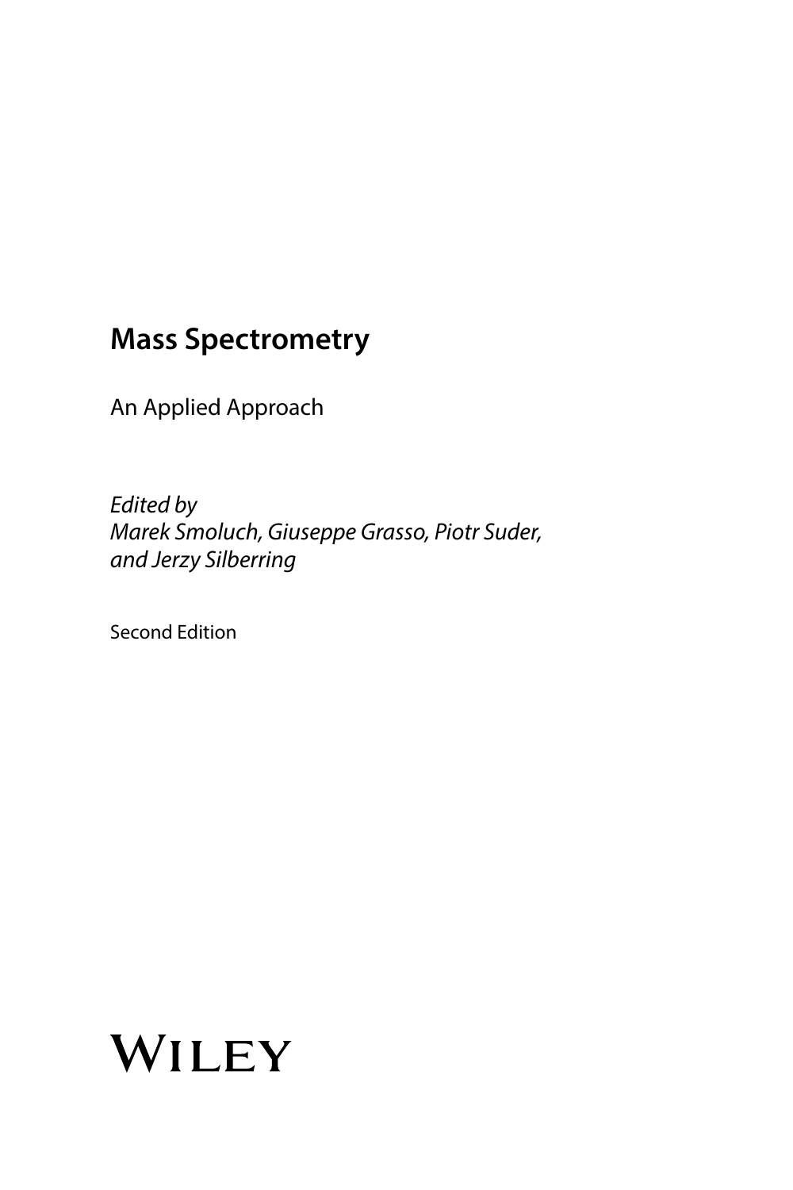# Mass Spectrometry

An Applied Approach

*Edited by*
*Marek Smoluch, Giuseppe Grasso, Piotr Suder, and Jerzy Silberring*

Second Edition

WILEY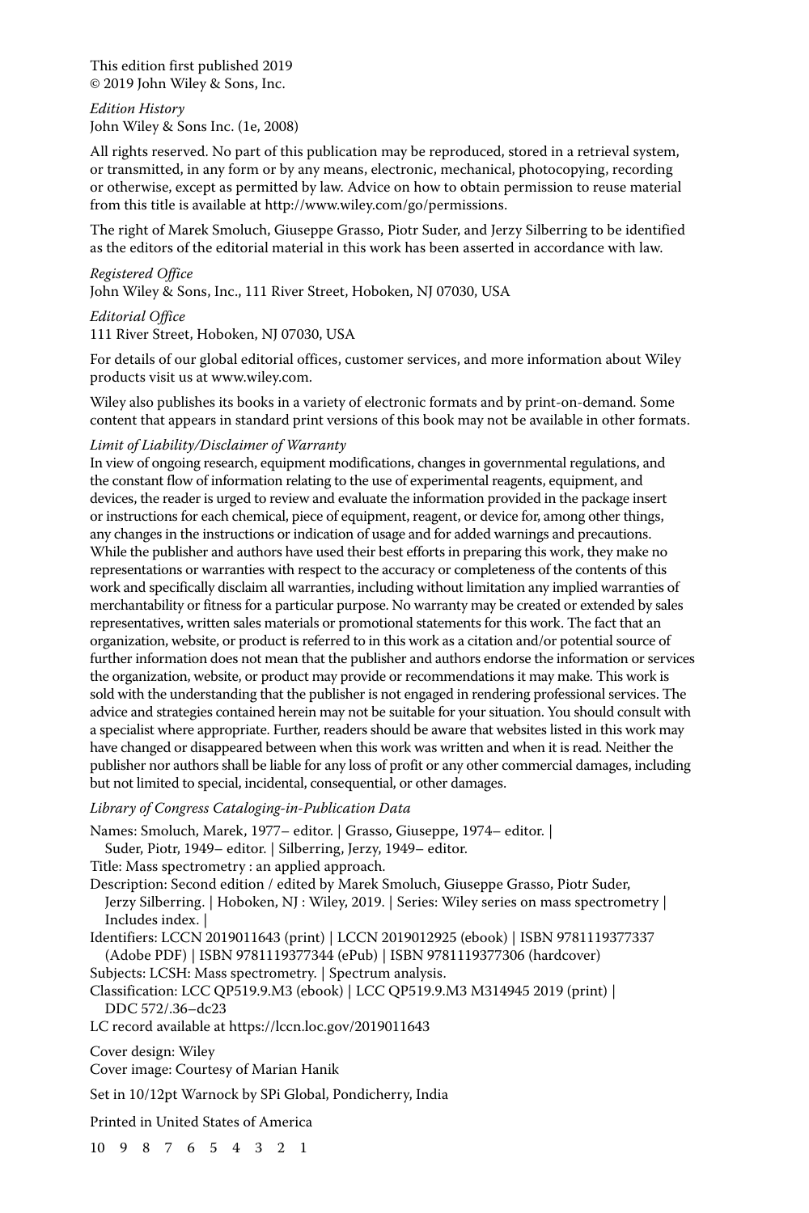This edition first published 2019
© 2019 John Wiley & Sons, Inc.

*Edition History*
John Wiley & Sons Inc. (1e, 2008)

All rights reserved. No part of this publication may be reproduced, stored in a retrieval system, or transmitted, in any form or by any means, electronic, mechanical, photocopying, recording or otherwise, except as permitted by law. Advice on how to obtain permission to reuse material from this title is available at http://www.wiley.com/go/permissions.

The right of Marek Smoluch, Giuseppe Grasso, Piotr Suder, and Jerzy Silberring to be identified as the editors of the editorial material in this work has been asserted in accordance with law.

*Registered Office*
John Wiley & Sons, Inc., 111 River Street, Hoboken, NJ 07030, USA

*Editorial Office*
111 River Street, Hoboken, NJ 07030, USA

For details of our global editorial offices, customer services, and more information about Wiley products visit us at www.wiley.com.

Wiley also publishes its books in a variety of electronic formats and by print-on-demand. Some content that appears in standard print versions of this book may not be available in other formats.

*Limit of Liability/Disclaimer of Warranty*
In view of ongoing research, equipment modifications, changes in governmental regulations, and the constant flow of information relating to the use of experimental reagents, equipment, and devices, the reader is urged to review and evaluate the information provided in the package insert or instructions for each chemical, piece of equipment, reagent, or device for, among other things, any changes in the instructions or indication of usage and for added warnings and precautions. While the publisher and authors have used their best efforts in preparing this work, they make no representations or warranties with respect to the accuracy or completeness of the contents of this work and specifically disclaim all warranties, including without limitation any implied warranties of merchantability or fitness for a particular purpose. No warranty may be created or extended by sales representatives, written sales materials or promotional statements for this work. The fact that an organization, website, or product is referred to in this work as a citation and/or potential source of further information does not mean that the publisher and authors endorse the information or services the organization, website, or product may provide or recommendations it may make. This work is sold with the understanding that the publisher is not engaged in rendering professional services. The advice and strategies contained herein may not be suitable for your situation. You should consult with a specialist where appropriate. Further, readers should be aware that websites listed in this work may have changed or disappeared between when this work was written and when it is read. Neither the publisher nor authors shall be liable for any loss of profit or any other commercial damages, including but not limited to special, incidental, consequential, or other damages.

*Library of Congress Cataloging-in-Publication Data*

Names: Smoluch, Marek, 1977– editor. | Grasso, Giuseppe, 1974– editor. | Suder, Piotr, 1949– editor. | Silberring, Jerzy, 1949– editor.
Title: Mass spectrometry : an applied approach.
Description: Second edition / edited by Marek Smoluch, Giuseppe Grasso, Piotr Suder, Jerzy Silberring. | Hoboken, NJ : Wiley, 2019. | Series: Wiley series on mass spectrometry | Includes index. |
Identifiers: LCCN 2019011643 (print) | LCCN 2019012925 (ebook) | ISBN 9781119377337 (Adobe PDF) | ISBN 9781119377344 (ePub) | ISBN 9781119377306 (hardcover)
Subjects: LCSH: Mass spectrometry. | Spectrum analysis.
Classification: LCC QP519.9.M3 (ebook) | LCC QP519.9.M3 M314945 2019 (print) | DDC 572/.36–dc23
LC record available at https://lccn.loc.gov/2019011643

Cover design: Wiley
Cover image: Courtesy of Marian Hanik

Set in 10/12pt Warnock by SPi Global, Pondicherry, India

Printed in United States of America

10 9 8 7 6 5 4 3 2 1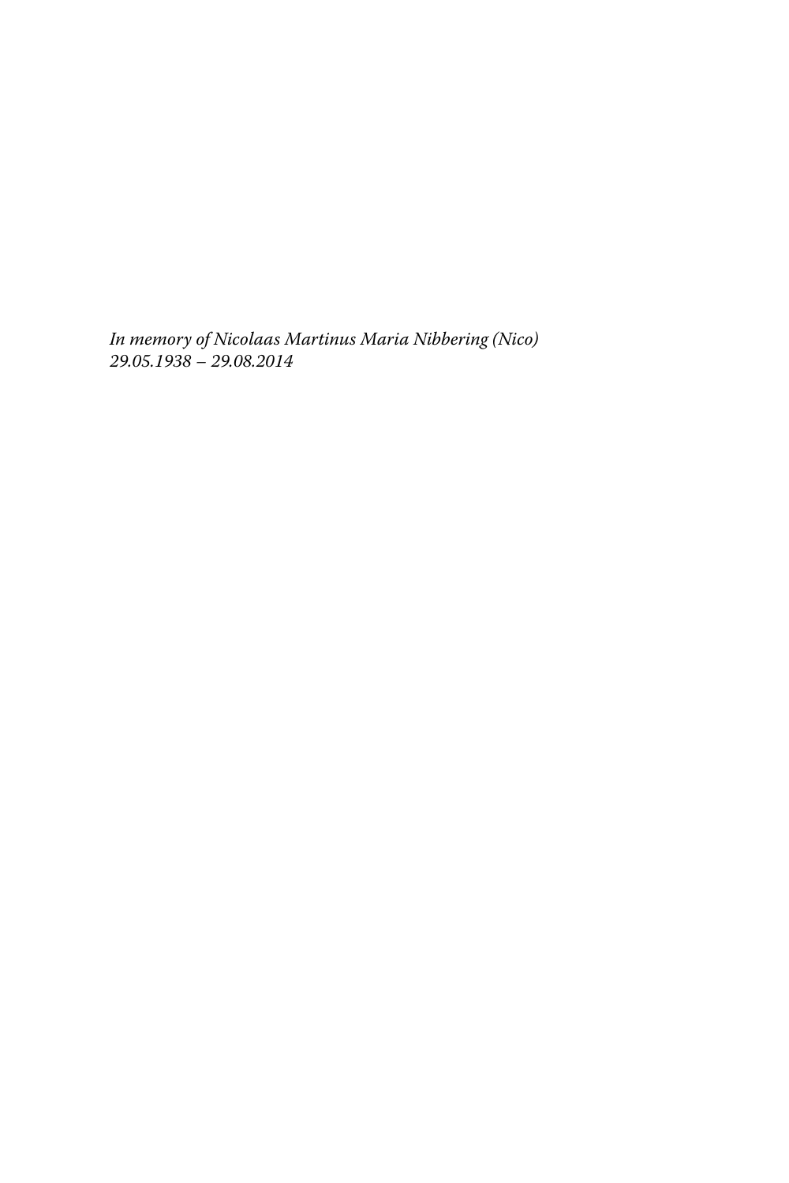*In memory of Nicolaas Martinus Maria Nibbering (Nico)*
*29.05.1938 – 29.08.2014*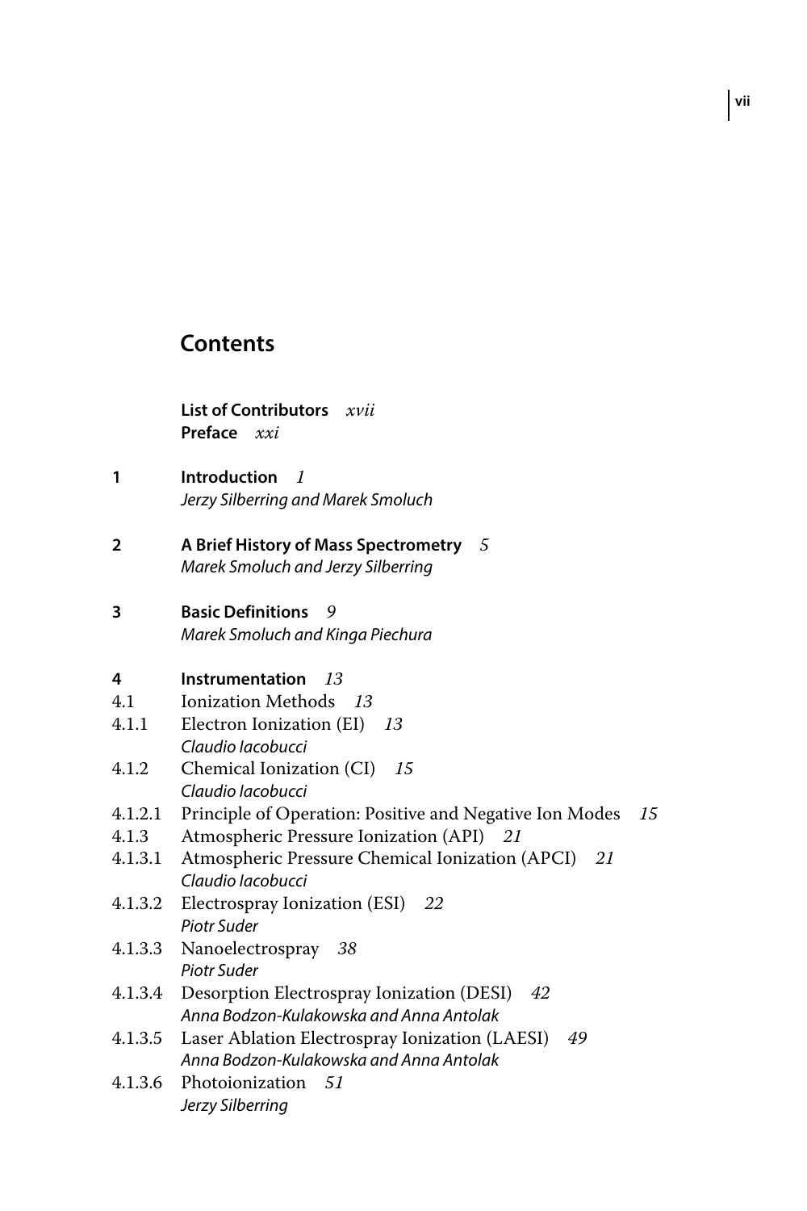# Contents

**List of Contributors** *xvii*
**Preface** *xxi*

**1 Introduction** *1*
*Jerzy Silberring and Marek Smoluch*

**2 A Brief History of Mass Spectrometry** *5*
*Marek Smoluch and Jerzy Silberring*

**3 Basic Definitions** *9*
*Marek Smoluch and Kinga Piechura*

**4 Instrumentation** *13*

4.1 Ionization Methods *13*

4.1.1 Electron Ionization (EI) *13*
*Claudio Iacobucci*

4.1.2 Chemical Ionization (CI) *15*
*Claudio Iacobucci*

4.1.2.1 Principle of Operation: Positive and Negative Ion Modes *15*

4.1.3 Atmospheric Pressure Ionization (API) *21*

4.1.3.1 Atmospheric Pressure Chemical Ionization (APCI) *21*
*Claudio Iacobucci*

4.1.3.2 Electrospray Ionization (ESI) *22*
*Piotr Suder*

4.1.3.3 Nanoelectrospray *38*
*Piotr Suder*

4.1.3.4 Desorption Electrospray Ionization (DESI) *42*
*Anna Bodzon-Kulakowska and Anna Antolak*

4.1.3.5 Laser Ablation Electrospray Ionization (LAESI) *49*
*Anna Bodzon-Kulakowska and Anna Antolak*

4.1.3.6 Photoionization *51*
*Jerzy Silberring*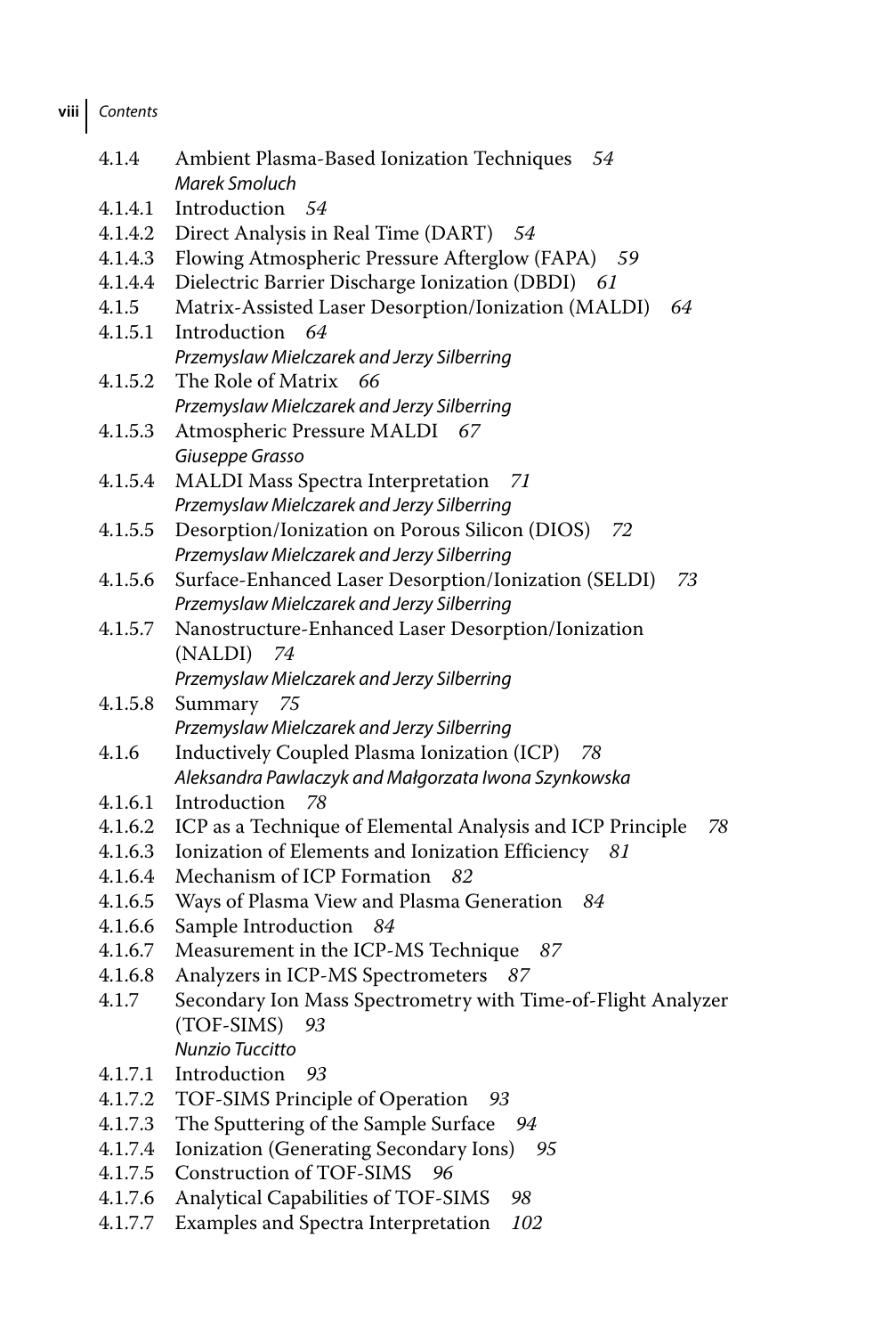4.1.4 Ambient Plasma-Based Ionization Techniques *54*
*Marek Smoluch*
4.1.4.1 Introduction *54*
4.1.4.2 Direct Analysis in Real Time (DART) *54*
4.1.4.3 Flowing Atmospheric Pressure Afterglow (FAPA) *59*
4.1.4.4 Dielectric Barrier Discharge Ionization (DBDI) *61*
4.1.5 Matrix-Assisted Laser Desorption/Ionization (MALDI) *64*
4.1.5.1 Introduction *64*
*Przemyslaw Mielczarek and Jerzy Silberring*
4.1.5.2 The Role of Matrix *66*
*Przemyslaw Mielczarek and Jerzy Silberring*
4.1.5.3 Atmospheric Pressure MALDI *67*
*Giuseppe Grasso*
4.1.5.4 MALDI Mass Spectra Interpretation *71*
*Przemyslaw Mielczarek and Jerzy Silberring*
4.1.5.5 Desorption/Ionization on Porous Silicon (DIOS) *72*
*Przemyslaw Mielczarek and Jerzy Silberring*
4.1.5.6 Surface-Enhanced Laser Desorption/Ionization (SELDI) *73*
*Przemyslaw Mielczarek and Jerzy Silberring*
4.1.5.7 Nanostructure-Enhanced Laser Desorption/Ionization (NALDI) *74*
*Przemyslaw Mielczarek and Jerzy Silberring*
4.1.5.8 Summary *75*
*Przemyslaw Mielczarek and Jerzy Silberring*
4.1.6 Inductively Coupled Plasma Ionization (ICP) *78*
*Aleksandra Pawlaczyk and Małgorzata Iwona Szynkowska*
4.1.6.1 Introduction *78*
4.1.6.2 ICP as a Technique of Elemental Analysis and ICP Principle *78*
4.1.6.3 Ionization of Elements and Ionization Efficiency *81*
4.1.6.4 Mechanism of ICP Formation *82*
4.1.6.5 Ways of Plasma View and Plasma Generation *84*
4.1.6.6 Sample Introduction *84*
4.1.6.7 Measurement in the ICP-MS Technique *87*
4.1.6.8 Analyzers in ICP-MS Spectrometers *87*
4.1.7 Secondary Ion Mass Spectrometry with Time-of-Flight Analyzer (TOF-SIMS) *93*
*Nunzio Tuccitto*
4.1.7.1 Introduction *93*
4.1.7.2 TOF-SIMS Principle of Operation *93*
4.1.7.3 The Sputtering of the Sample Surface *94*
4.1.7.4 Ionization (Generating Secondary Ions) *95*
4.1.7.5 Construction of TOF-SIMS *96*
4.1.7.6 Analytical Capabilities of TOF-SIMS *98*
4.1.7.7 Examples and Spectra Interpretation *102*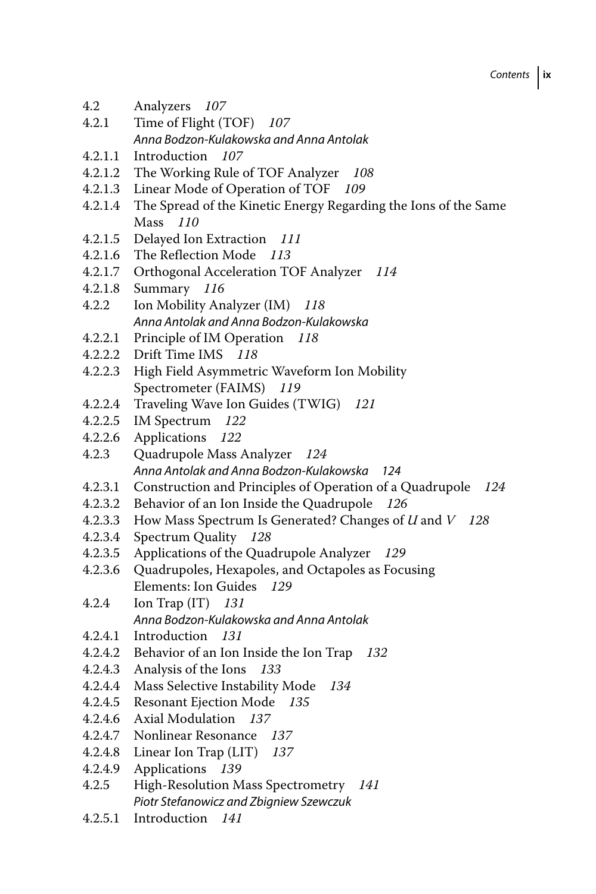4.2 Analyzers *107*
4.2.1 Time of Flight (TOF) *107*
*Anna Bodzon-Kulakowska and Anna Antolak*
4.2.1.1 Introduction *107*
4.2.1.2 The Working Rule of TOF Analyzer *108*
4.2.1.3 Linear Mode of Operation of TOF *109*
4.2.1.4 The Spread of the Kinetic Energy Regarding the Ions of the Same Mass *110*
4.2.1.5 Delayed Ion Extraction *111*
4.2.1.6 The Reflection Mode *113*
4.2.1.7 Orthogonal Acceleration TOF Analyzer *114*
4.2.1.8 Summary *116*
4.2.2 Ion Mobility Analyzer (IM) *118*
*Anna Antolak and Anna Bodzon-Kulakowska*
4.2.2.1 Principle of IM Operation *118*
4.2.2.2 Drift Time IMS *118*
4.2.2.3 High Field Asymmetric Waveform Ion Mobility Spectrometer (FAIMS) *119*
4.2.2.4 Traveling Wave Ion Guides (TWIG) *121*
4.2.2.5 IM Spectrum *122*
4.2.2.6 Applications *122*
4.2.3 Quadrupole Mass Analyzer *124*
*Anna Antolak and Anna Bodzon-Kulakowska 124*
4.2.3.1 Construction and Principles of Operation of a Quadrupole *124*
4.2.3.2 Behavior of an Ion Inside the Quadrupole *126*
4.2.3.3 How Mass Spectrum Is Generated? Changes of $U$ and $V$ *128*
4.2.3.4 Spectrum Quality *128*
4.2.3.5 Applications of the Quadrupole Analyzer *129*
4.2.3.6 Quadrupoles, Hexapoles, and Octapoles as Focusing Elements: Ion Guides *129*
4.2.4 Ion Trap (IT) *131*
*Anna Bodzon-Kulakowska and Anna Antolak*
4.2.4.1 Introduction *131*
4.2.4.2 Behavior of an Ion Inside the Ion Trap *132*
4.2.4.3 Analysis of the Ions *133*
4.2.4.4 Mass Selective Instability Mode *134*
4.2.4.5 Resonant Ejection Mode *135*
4.2.4.6 Axial Modulation *137*
4.2.4.7 Nonlinear Resonance *137*
4.2.4.8 Linear Ion Trap (LIT) *137*
4.2.4.9 Applications *139*
4.2.5 High-Resolution Mass Spectrometry *141*
*Piotr Stefanowicz and Zbigniew Szewczuk*
4.2.5.1 Introduction *141*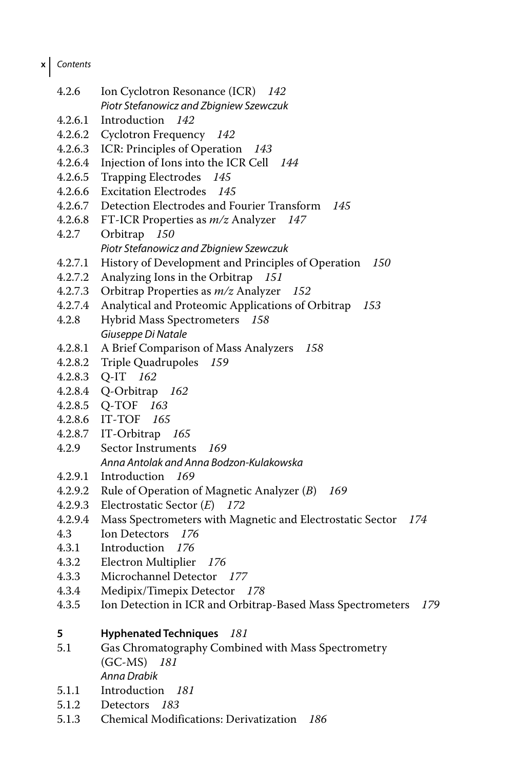4.2.6 Ion Cyclotron Resonance (ICR) *142*
*Piotr Stefanowicz and Zbigniew Szewczuk*
4.2.6.1 Introduction *142*
4.2.6.2 Cyclotron Frequency *142*
4.2.6.3 ICR: Principles of Operation *143*
4.2.6.4 Injection of Ions into the ICR Cell *144*
4.2.6.5 Trapping Electrodes *145*
4.2.6.6 Excitation Electrodes *145*
4.2.6.7 Detection Electrodes and Fourier Transform *145*
4.2.6.8 FT-ICR Properties as *m/z* Analyzer *147*
4.2.7 Orbitrap *150*
*Piotr Stefanowicz and Zbigniew Szewczuk*
4.2.7.1 History of Development and Principles of Operation *150*
4.2.7.2 Analyzing Ions in the Orbitrap *151*
4.2.7.3 Orbitrap Properties as *m/z* Analyzer *152*
4.2.7.4 Analytical and Proteomic Applications of Orbitrap *153*
4.2.8 Hybrid Mass Spectrometers *158*
*Giuseppe Di Natale*
4.2.8.1 A Brief Comparison of Mass Analyzers *158*
4.2.8.2 Triple Quadrupoles *159*
4.2.8.3 Q-IT *162*
4.2.8.4 Q-Orbitrap *162*
4.2.8.5 Q-TOF *163*
4.2.8.6 IT-TOF *165*
4.2.8.7 IT-Orbitrap *165*
4.2.9 Sector Instruments *169*
*Anna Antolak and Anna Bodzon-Kulakowska*
4.2.9.1 Introduction *169*
4.2.9.2 Rule of Operation of Magnetic Analyzer (*B*) *169*
4.2.9.3 Electrostatic Sector (*E*) *172*
4.2.9.4 Mass Spectrometers with Magnetic and Electrostatic Sector *174*
4.3 Ion Detectors *176*
4.3.1 Introduction *176*
4.3.2 Electron Multiplier *176*
4.3.3 Microchannel Detector *177*
4.3.4 Medipix/Timepix Detector *178*
4.3.5 Ion Detection in ICR and Orbitrap-Based Mass Spectrometers *179*

**5 Hyphenated Techniques** *181*
5.1 Gas Chromatography Combined with Mass Spectrometry (GC-MS) *181*
*Anna Drabik*
5.1.1 Introduction *181*
5.1.2 Detectors *183*
5.1.3 Chemical Modifications: Derivatization *186*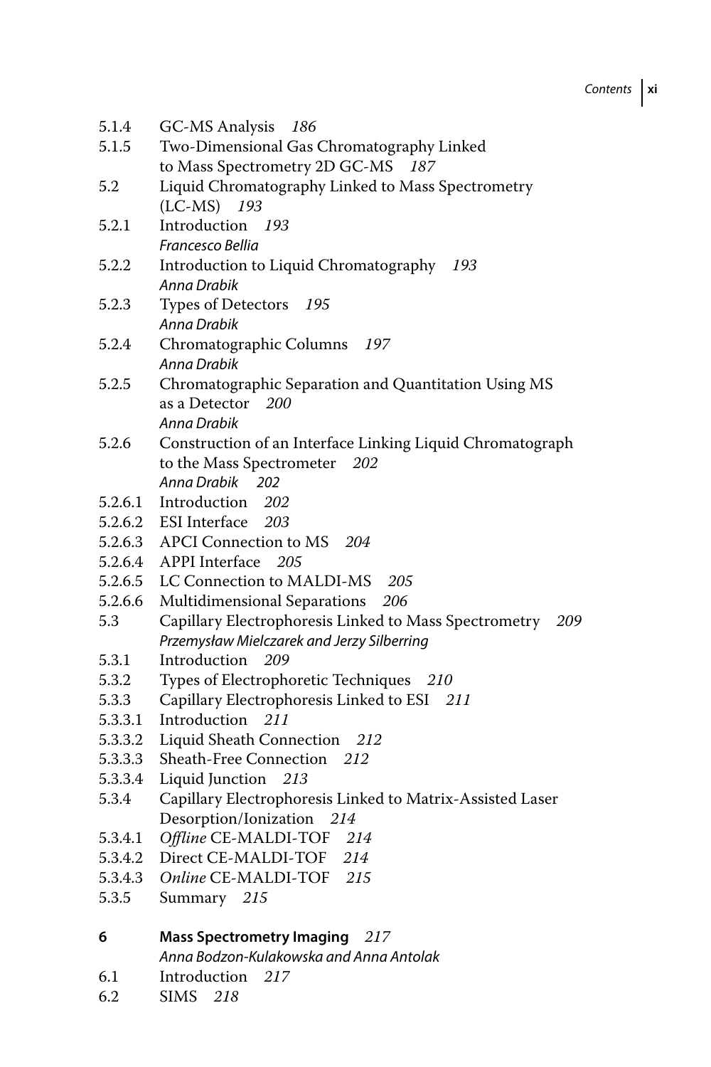5.1.4 GC-MS Analysis *186*
5.1.5 Two-Dimensional Gas Chromatography Linked to Mass Spectrometry 2D GC-MS *187*
5.2 Liquid Chromatography Linked to Mass Spectrometry (LC-MS) *193*
5.2.1 Introduction *193*
*Francesco Bellia*
5.2.2 Introduction to Liquid Chromatography *193*
*Anna Drabik*
5.2.3 Types of Detectors *195*
*Anna Drabik*
5.2.4 Chromatographic Columns *197*
*Anna Drabik*
5.2.5 Chromatographic Separation and Quantitation Using MS as a Detector *200*
*Anna Drabik*
5.2.6 Construction of an Interface Linking Liquid Chromatograph to the Mass Spectrometer *202*
*Anna Drabik 202*
5.2.6.1 Introduction *202*
5.2.6.2 ESI Interface *203*
5.2.6.3 APCI Connection to MS *204*
5.2.6.4 APPI Interface *205*
5.2.6.5 LC Connection to MALDI-MS *205*
5.2.6.6 Multidimensional Separations *206*
5.3 Capillary Electrophoresis Linked to Mass Spectrometry *209*
*Przemysław Mielczarek and Jerzy Silberring*
5.3.1 Introduction *209*
5.3.2 Types of Electrophoretic Techniques *210*
5.3.3 Capillary Electrophoresis Linked to ESI *211*
5.3.3.1 Introduction *211*
5.3.3.2 Liquid Sheath Connection *212*
5.3.3.3 Sheath-Free Connection *212*
5.3.3.4 Liquid Junction *213*
5.3.4 Capillary Electrophoresis Linked to Matrix-Assisted Laser Desorption/Ionization *214*
5.3.4.1 *Offline* CE-MALDI-TOF *214*
5.3.4.2 Direct CE-MALDI-TOF *214*
5.3.4.3 *Online* CE-MALDI-TOF *215*
5.3.5 Summary *215*

**6 Mass Spectrometry Imaging** *217*
*Anna Bodzon-Kulakowska and Anna Antolak*
6.1 Introduction *217*
6.2 SIMS *218*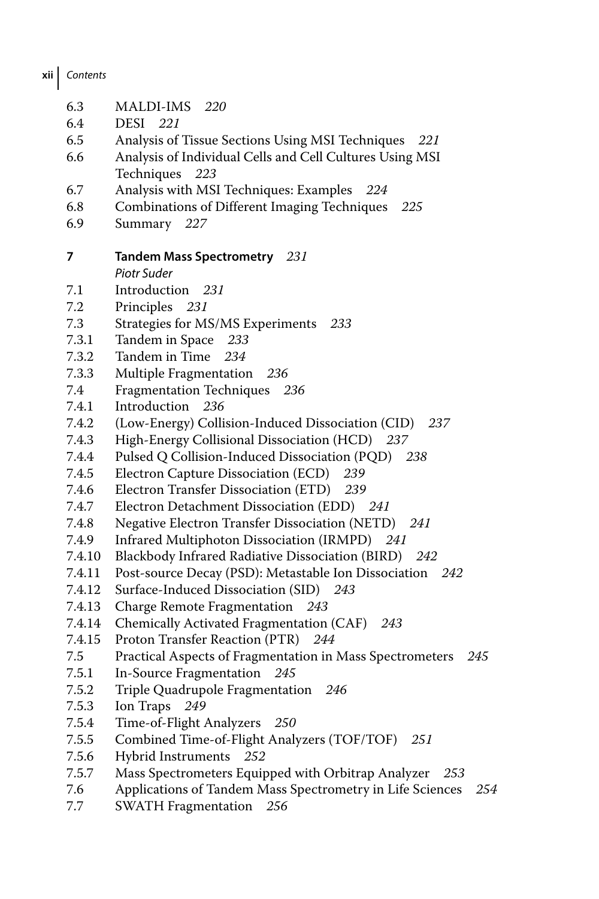6.3 MALDI-IMS *220*
6.4 DESI *221*
6.5 Analysis of Tissue Sections Using MSI Techniques *221*
6.6 Analysis of Individual Cells and Cell Cultures Using MSI Techniques *223*
6.7 Analysis with MSI Techniques: Examples *224*
6.8 Combinations of Different Imaging Techniques *225*
6.9 Summary *227*

**7 Tandem Mass Spectrometry** *231*
*Piotr Suder*

7.1 Introduction *231*
7.2 Principles *231*
7.3 Strategies for MS/MS Experiments *233*
7.3.1 Tandem in Space *233*
7.3.2 Tandem in Time *234*
7.3.3 Multiple Fragmentation *236*
7.4 Fragmentation Techniques *236*
7.4.1 Introduction *236*
7.4.2 (Low-Energy) Collision-Induced Dissociation (CID) *237*
7.4.3 High-Energy Collisional Dissociation (HCD) *237*
7.4.4 Pulsed Q Collision-Induced Dissociation (PQD) *238*
7.4.5 Electron Capture Dissociation (ECD) *239*
7.4.6 Electron Transfer Dissociation (ETD) *239*
7.4.7 Electron Detachment Dissociation (EDD) *241*
7.4.8 Negative Electron Transfer Dissociation (NETD) *241*
7.4.9 Infrared Multiphoton Dissociation (IRMPD) *241*
7.4.10 Blackbody Infrared Radiative Dissociation (BIRD) *242*
7.4.11 Post-source Decay (PSD): Metastable Ion Dissociation *242*
7.4.12 Surface-Induced Dissociation (SID) *243*
7.4.13 Charge Remote Fragmentation *243*
7.4.14 Chemically Activated Fragmentation (CAF) *243*
7.4.15 Proton Transfer Reaction (PTR) *244*
7.5 Practical Aspects of Fragmentation in Mass Spectrometers *245*
7.5.1 In-Source Fragmentation *245*
7.5.2 Triple Quadrupole Fragmentation *246*
7.5.3 Ion Traps *249*
7.5.4 Time-of-Flight Analyzers *250*
7.5.5 Combined Time-of-Flight Analyzers (TOF/TOF) *251*
7.5.6 Hybrid Instruments *252*
7.5.7 Mass Spectrometers Equipped with Orbitrap Analyzer *253*
7.6 Applications of Tandem Mass Spectrometry in Life Sciences *254*
7.7 SWATH Fragmentation *256*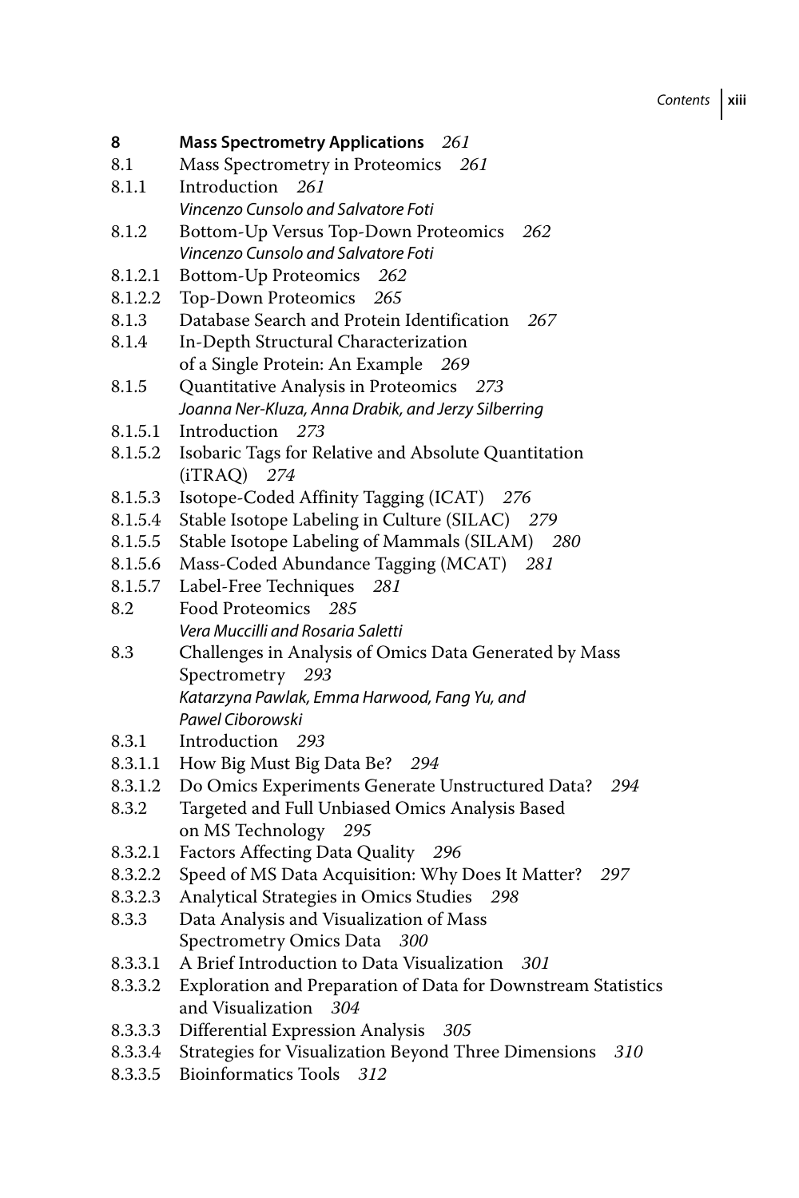**8 Mass Spectrometry Applications** *261*

8.1 Mass Spectrometry in Proteomics *261*

8.1.1 Introduction *261*
*Vincenzo Cunsolo and Salvatore Foti*

8.1.2 Bottom-Up Versus Top-Down Proteomics *262*
*Vincenzo Cunsolo and Salvatore Foti*

8.1.2.1 Bottom-Up Proteomics *262*

8.1.2.2 Top-Down Proteomics *265*

8.1.3 Database Search and Protein Identification *267*

8.1.4 In-Depth Structural Characterization of a Single Protein: An Example *269*

8.1.5 Quantitative Analysis in Proteomics *273*
*Joanna Ner-Kluza, Anna Drabik, and Jerzy Silberring*

8.1.5.1 Introduction *273*

8.1.5.2 Isobaric Tags for Relative and Absolute Quantitation (iTRAQ) *274*

8.1.5.3 Isotope-Coded Affinity Tagging (ICAT) *276*

8.1.5.4 Stable Isotope Labeling in Culture (SILAC) *279*

8.1.5.5 Stable Isotope Labeling of Mammals (SILAM) *280*

8.1.5.6 Mass-Coded Abundance Tagging (MCAT) *281*

8.1.5.7 Label-Free Techniques *281*

8.2 Food Proteomics *285*
*Vera Muccilli and Rosaria Saletti*

8.3 Challenges in Analysis of Omics Data Generated by Mass Spectrometry *293*
*Katarzyna Pawlak, Emma Harwood, Fang Yu, and Pawel Ciborowski*

8.3.1 Introduction *293*

8.3.1.1 How Big Must Big Data Be? *294*

8.3.1.2 Do Omics Experiments Generate Unstructured Data? *294*

8.3.2 Targeted and Full Unbiased Omics Analysis Based on MS Technology *295*

8.3.2.1 Factors Affecting Data Quality *296*

8.3.2.2 Speed of MS Data Acquisition: Why Does It Matter? *297*

8.3.2.3 Analytical Strategies in Omics Studies *298*

8.3.3 Data Analysis and Visualization of Mass Spectrometry Omics Data *300*

8.3.3.1 A Brief Introduction to Data Visualization *301*

8.3.3.2 Exploration and Preparation of Data for Downstream Statistics and Visualization *304*

8.3.3.3 Differential Expression Analysis *305*

8.3.3.4 Strategies for Visualization Beyond Three Dimensions *310*

8.3.3.5 Bioinformatics Tools *312*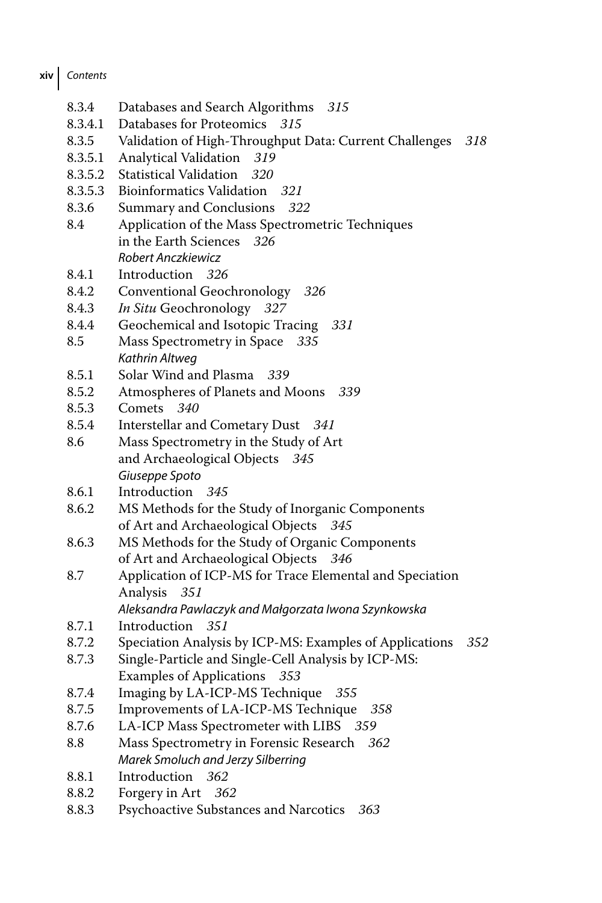8.3.4 Databases and Search Algorithms *315*
8.3.4.1 Databases for Proteomics *315*
8.3.5 Validation of High-Throughput Data: Current Challenges *318*
8.3.5.1 Analytical Validation *319*
8.3.5.2 Statistical Validation *320*
8.3.5.3 Bioinformatics Validation *321*
8.3.6 Summary and Conclusions *322*
8.4 Application of the Mass Spectrometric Techniques in the Earth Sciences *326*
*Robert Anczkiewicz*
8.4.1 Introduction *326*
8.4.2 Conventional Geochronology *326*
8.4.3 *In Situ* Geochronology *327*
8.4.4 Geochemical and Isotopic Tracing *331*
8.5 Mass Spectrometry in Space *335*
*Kathrin Altweg*
8.5.1 Solar Wind and Plasma *339*
8.5.2 Atmospheres of Planets and Moons *339*
8.5.3 Comets *340*
8.5.4 Interstellar and Cometary Dust *341*
8.6 Mass Spectrometry in the Study of Art and Archaeological Objects *345*
*Giuseppe Spoto*
8.6.1 Introduction *345*
8.6.2 MS Methods for the Study of Inorganic Components of Art and Archaeological Objects *345*
8.6.3 MS Methods for the Study of Organic Components of Art and Archaeological Objects *346*
8.7 Application of ICP-MS for Trace Elemental and Speciation Analysis *351*
*Aleksandra Pawlaczyk and Małgorzata Iwona Szynkowska*
8.7.1 Introduction *351*
8.7.2 Speciation Analysis by ICP-MS: Examples of Applications *352*
8.7.3 Single-Particle and Single-Cell Analysis by ICP-MS: Examples of Applications *353*
8.7.4 Imaging by LA-ICP-MS Technique *355*
8.7.5 Improvements of LA-ICP-MS Technique *358*
8.7.6 LA-ICP Mass Spectrometer with LIBS *359*
8.8 Mass Spectrometry in Forensic Research *362*
*Marek Smoluch and Jerzy Silberring*
8.8.1 Introduction *362*
8.8.2 Forgery in Art *362*
8.8.3 Psychoactive Substances and Narcotics *363*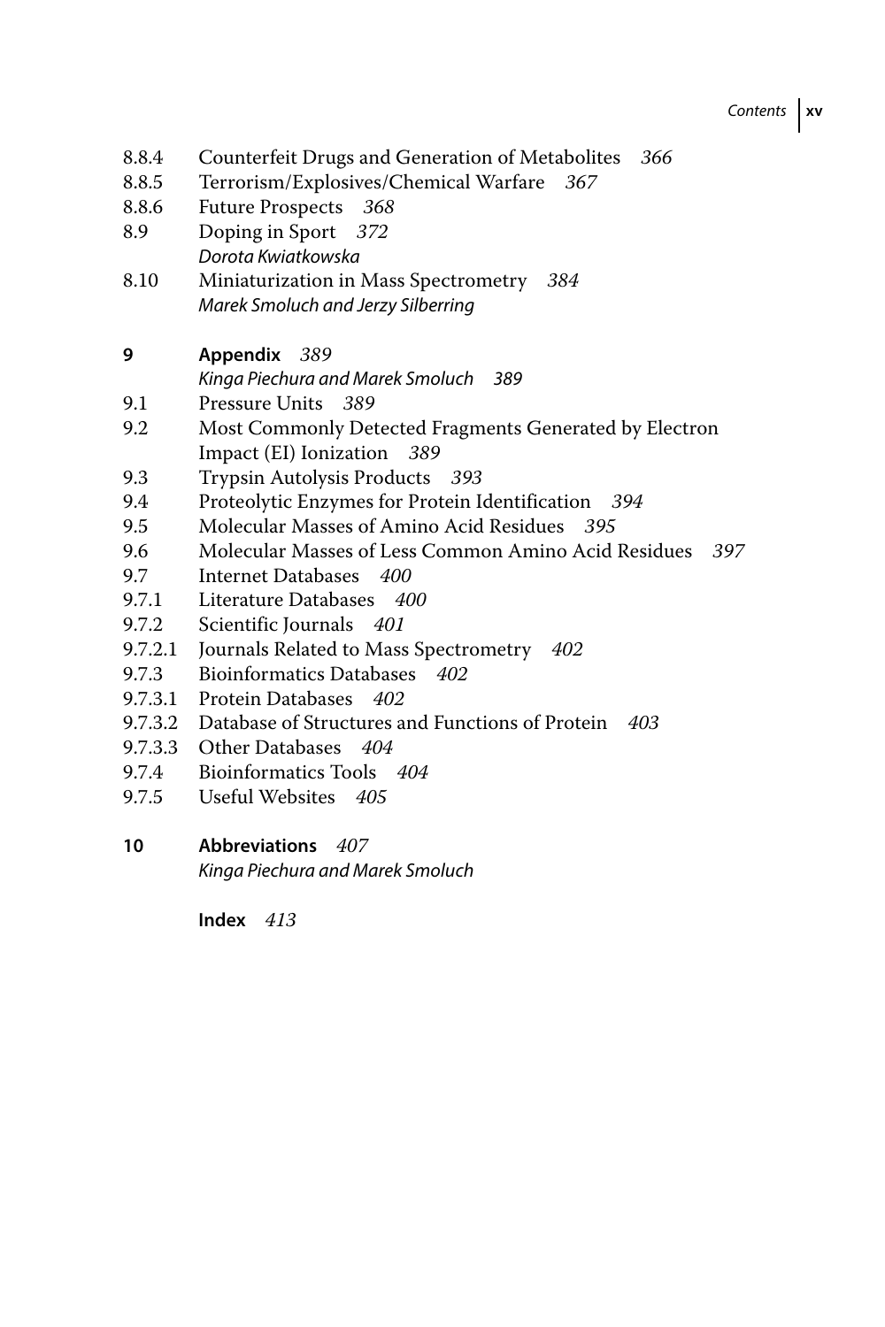8.8.4 Counterfeit Drugs and Generation of Metabolites *366*
8.8.5 Terrorism/Explosives/Chemical Warfare *367*
8.8.6 Future Prospects *368*
8.9 Doping in Sport *372*
*Dorota Kwiatkowska*
8.10 Miniaturization in Mass Spectrometry *384*
*Marek Smoluch and Jerzy Silberring*

**9 Appendix** *389*
*Kinga Piechura and Marek Smoluch 389*
9.1 Pressure Units *389*
9.2 Most Commonly Detected Fragments Generated by Electron Impact (EI) Ionization *389*
9.3 Trypsin Autolysis Products *393*
9.4 Proteolytic Enzymes for Protein Identification *394*
9.5 Molecular Masses of Amino Acid Residues *395*
9.6 Molecular Masses of Less Common Amino Acid Residues *397*
9.7 Internet Databases *400*
9.7.1 Literature Databases *400*
9.7.2 Scientific Journals *401*
9.7.2.1 Journals Related to Mass Spectrometry *402*
9.7.3 Bioinformatics Databases *402*
9.7.3.1 Protein Databases *402*
9.7.3.2 Database of Structures and Functions of Protein *403*
9.7.3.3 Other Databases *404*
9.7.4 Bioinformatics Tools *404*
9.7.5 Useful Websites *405*

**10 Abbreviations** *407*
*Kinga Piechura and Marek Smoluch*

**Index** *413*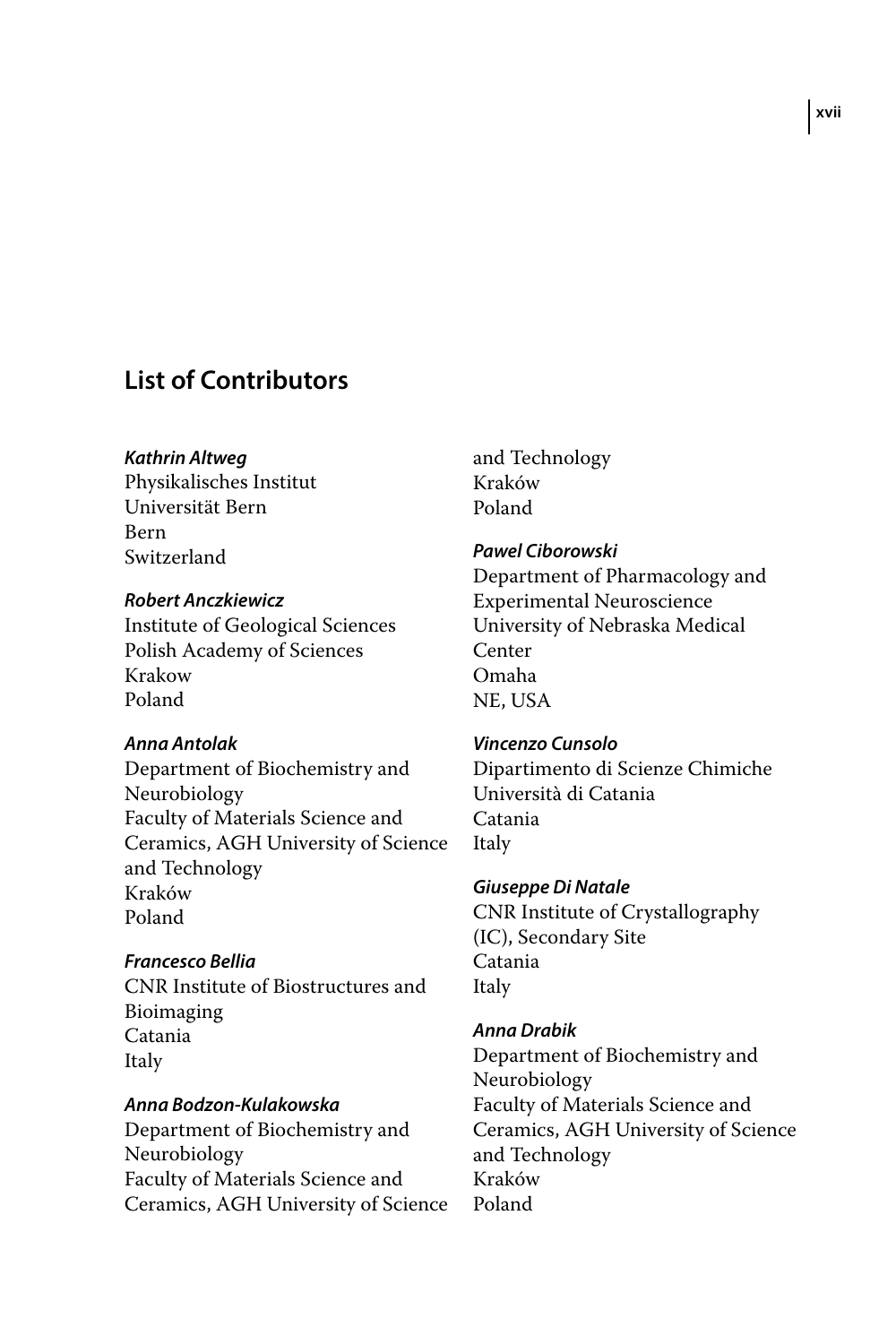## List of Contributors

***Kathrin Altweg***
Physikalisches Institut
Universität Bern
Bern
Switzerland

***Robert Anczkiewicz***
Institute of Geological Sciences
Polish Academy of Sciences
Krakow
Poland

***Anna Antolak***
Department of Biochemistry and Neurobiology
Faculty of Materials Science and Ceramics, AGH University of Science and Technology
Kraków
Poland

***Francesco Bellia***
CNR Institute of Biostructures and Bioimaging
Catania
Italy

***Anna Bodzon-Kulakowska***
Department of Biochemistry and Neurobiology
Faculty of Materials Science and Ceramics, AGH University of Science and Technology
Kraków
Poland

***Pawel Ciborowski***
Department of Pharmacology and Experimental Neuroscience
University of Nebraska Medical Center
Omaha
NE, USA

***Vincenzo Cunsolo***
Dipartimento di Scienze Chimiche
Università di Catania
Catania
Italy

***Giuseppe Di Natale***
CNR Institute of Crystallography (IC), Secondary Site
Catania
Italy

***Anna Drabik***
Department of Biochemistry and Neurobiology
Faculty of Materials Science and Ceramics, AGH University of Science and Technology
Kraków
Poland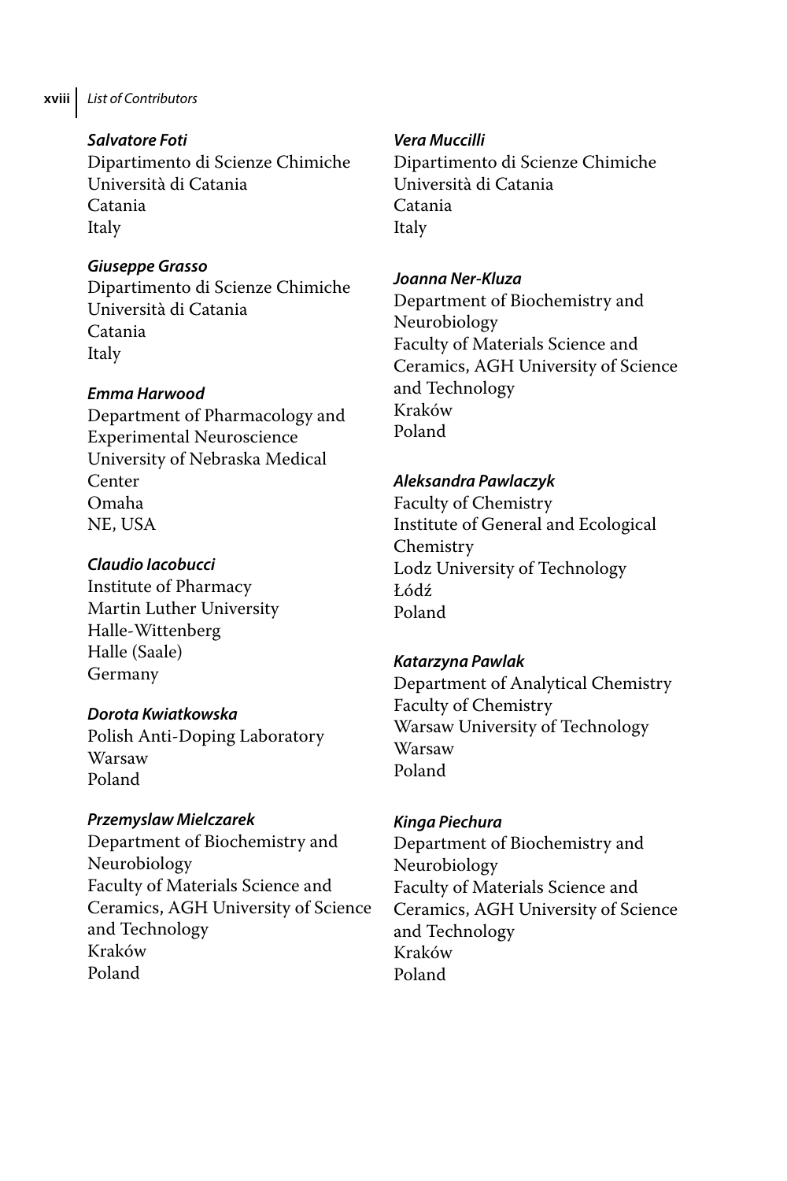***Salvatore Foti***
Dipartimento di Scienze Chimiche
Università di Catania
Catania
Italy

***Giuseppe Grasso***
Dipartimento di Scienze Chimiche
Università di Catania
Catania
Italy

***Emma Harwood***
Department of Pharmacology and
Experimental Neuroscience
University of Nebraska Medical
Center
Omaha
NE, USA

***Claudio Iacobucci***
Institute of Pharmacy
Martin Luther University
Halle-Wittenberg
Halle (Saale)
Germany

***Dorota Kwiatkowska***
Polish Anti-Doping Laboratory
Warsaw
Poland

***Przemyslaw Mielczarek***
Department of Biochemistry and
Neurobiology
Faculty of Materials Science and
Ceramics, AGH University of Science
and Technology
Kraków
Poland

***Vera Muccilli***
Dipartimento di Scienze Chimiche
Università di Catania
Catania
Italy

***Joanna Ner-Kluza***
Department of Biochemistry and
Neurobiology
Faculty of Materials Science and
Ceramics, AGH University of Science
and Technology
Kraków
Poland

***Aleksandra Pawlaczyk***
Faculty of Chemistry
Institute of General and Ecological
Chemistry
Lodz University of Technology
Łódź
Poland

***Katarzyna Pawlak***
Department of Analytical Chemistry
Faculty of Chemistry
Warsaw University of Technology
Warsaw
Poland

***Kinga Piechura***
Department of Biochemistry and
Neurobiology
Faculty of Materials Science and
Ceramics, AGH University of Science
and Technology
Kraków
Poland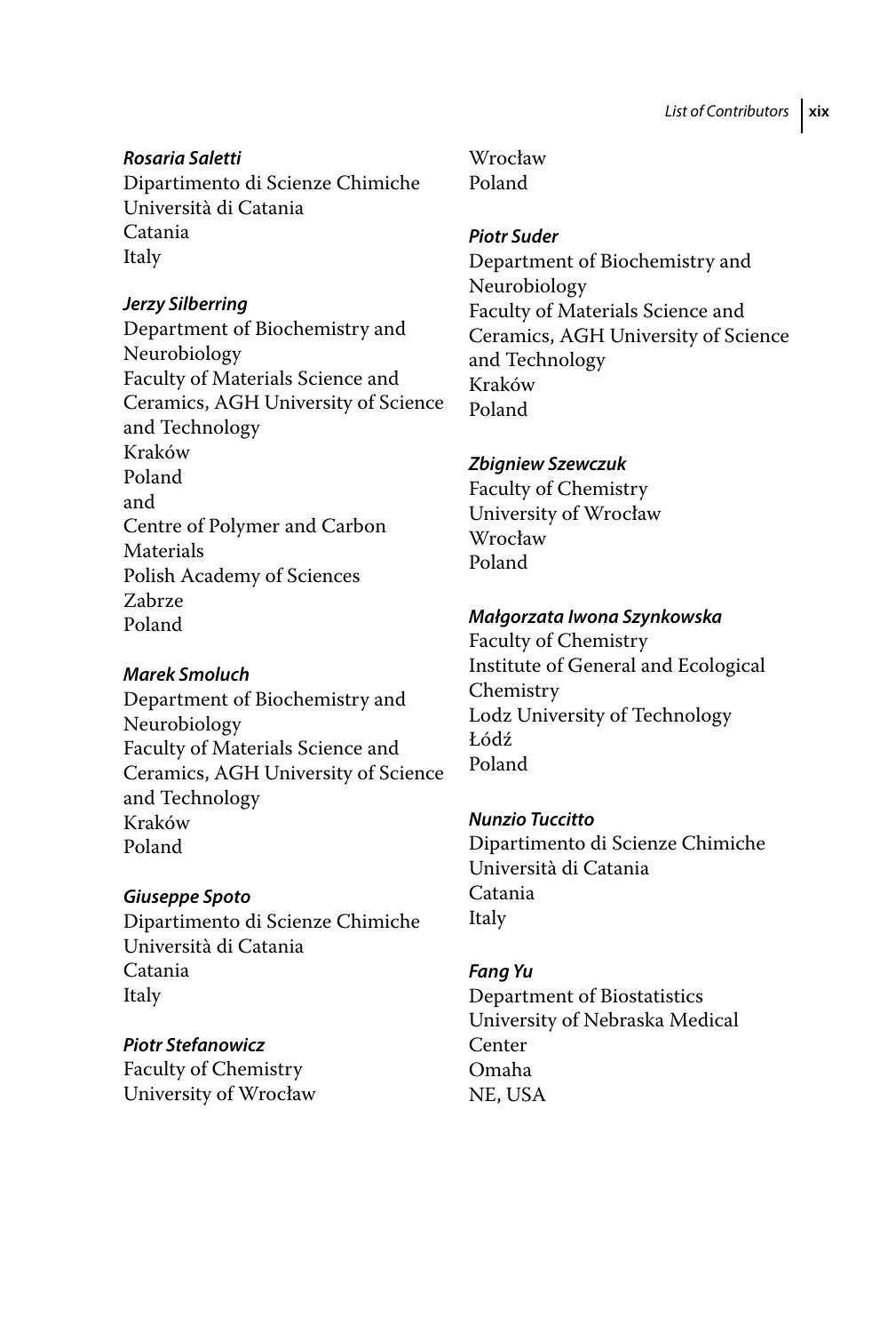*Rosaria Saletti*
Dipartimento di Scienze Chimiche
Università di Catania
Catania
Italy

*Jerzy Silberring*
Department of Biochemistry and Neurobiology
Faculty of Materials Science and Ceramics, AGH University of Science and Technology
Kraków
Poland
and
Centre of Polymer and Carbon Materials
Polish Academy of Sciences
Zabrze
Poland

*Marek Smoluch*
Department of Biochemistry and Neurobiology
Faculty of Materials Science and Ceramics, AGH University of Science and Technology
Kraków
Poland

*Giuseppe Spoto*
Dipartimento di Scienze Chimiche
Università di Catania
Catania
Italy

*Piotr Stefanowicz*
Faculty of Chemistry
University of Wrocław
Wrocław
Poland

*Piotr Suder*
Department of Biochemistry and Neurobiology
Faculty of Materials Science and Ceramics, AGH University of Science and Technology
Kraków
Poland

*Zbigniew Szewczuk*
Faculty of Chemistry
University of Wrocław
Wrocław
Poland

*Małgorzata Iwona Szynkowska*
Faculty of Chemistry
Institute of General and Ecological Chemistry
Lodz University of Technology
Łódź
Poland

*Nunzio Tuccitto*
Dipartimento di Scienze Chimiche
Università di Catania
Catania
Italy

*Fang Yu*
Department of Biostatistics
University of Nebraska Medical Center
Omaha
NE, USA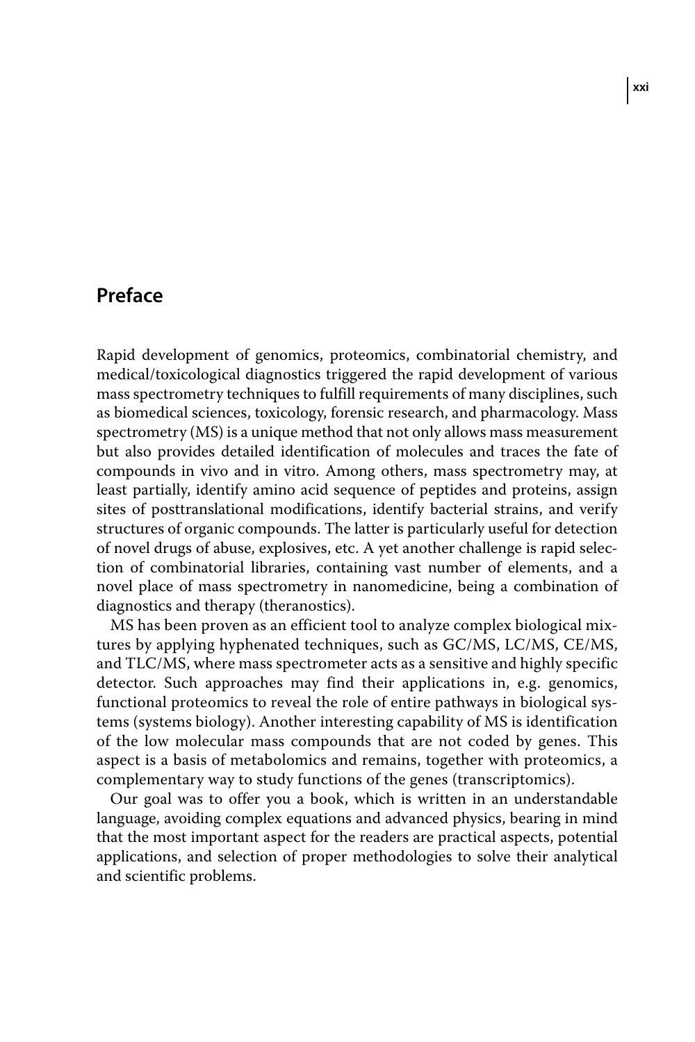# Preface

Rapid development of genomics, proteomics, combinatorial chemistry, and medical/toxicological diagnostics triggered the rapid development of various mass spectrometry techniques to fulfill requirements of many disciplines, such as biomedical sciences, toxicology, forensic research, and pharmacology. Mass spectrometry (MS) is a unique method that not only allows mass measurement but also provides detailed identification of molecules and traces the fate of compounds in vivo and in vitro. Among others, mass spectrometry may, at least partially, identify amino acid sequence of peptides and proteins, assign sites of posttranslational modifications, identify bacterial strains, and verify structures of organic compounds. The latter is particularly useful for detection of novel drugs of abuse, explosives, etc. A yet another challenge is rapid selection of combinatorial libraries, containing vast number of elements, and a novel place of mass spectrometry in nanomedicine, being a combination of diagnostics and therapy (theranostics).

MS has been proven as an efficient tool to analyze complex biological mixtures by applying hyphenated techniques, such as GC/MS, LC/MS, CE/MS, and TLC/MS, where mass spectrometer acts as a sensitive and highly specific detector. Such approaches may find their applications in, e.g. genomics, functional proteomics to reveal the role of entire pathways in biological systems (systems biology). Another interesting capability of MS is identification of the low molecular mass compounds that are not coded by genes. This aspect is a basis of metabolomics and remains, together with proteomics, a complementary way to study functions of the genes (transcriptomics).

Our goal was to offer you a book, which is written in an understandable language, avoiding complex equations and advanced physics, bearing in mind that the most important aspect for the readers are practical aspects, potential applications, and selection of proper methodologies to solve their analytical and scientific problems.